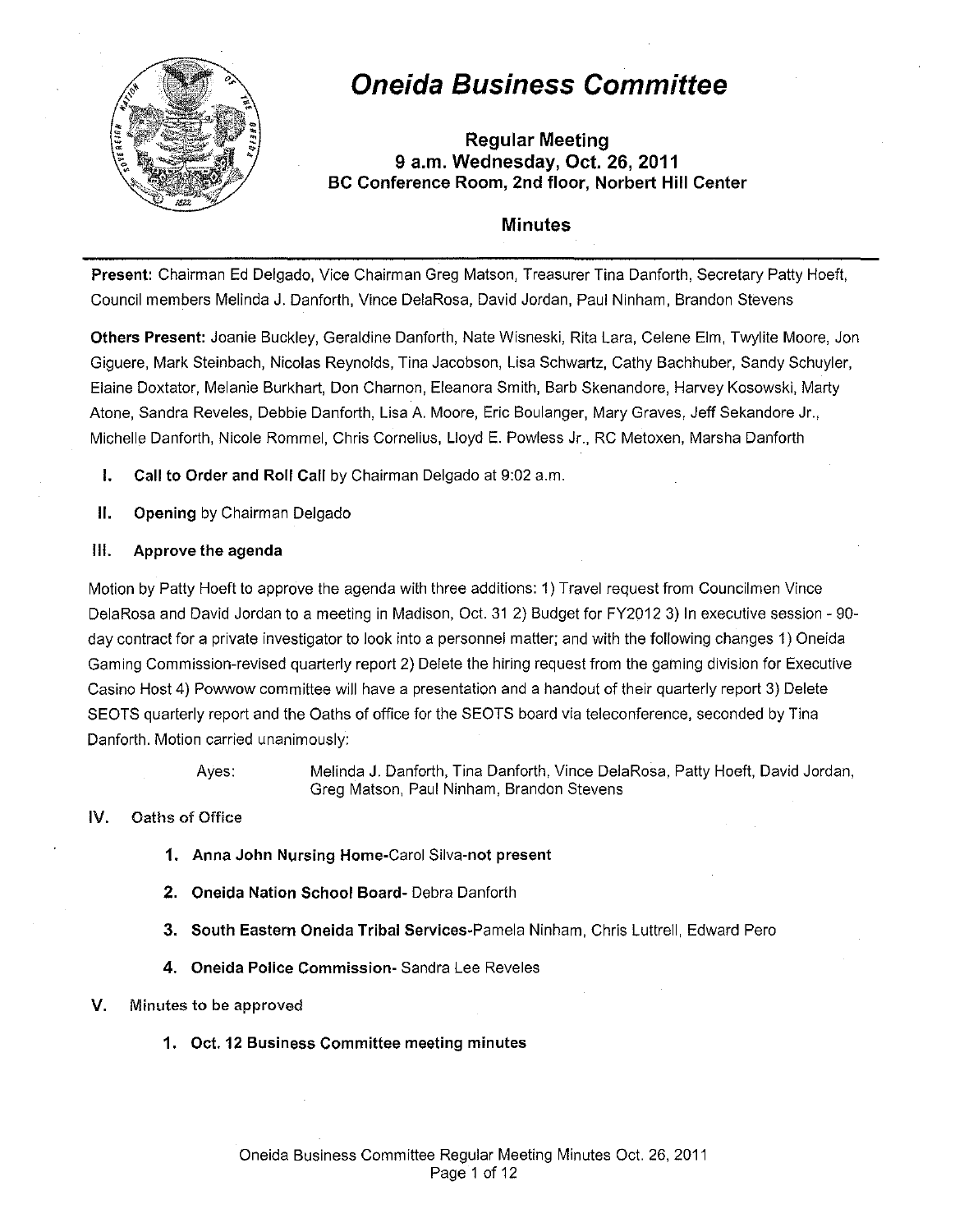# Oneida Business Committee

**Regular Meeting**
**9 a.m. Wednesday, Oct. 26, 2011**
**BC Conference Room, 2nd floor, Norbert Hill Center**

## Minutes

**Present:** Chairman Ed Delgado, Vice Chairman Greg Matson, Treasurer Tina Danforth, Secretary Patty Hoeft, Council members Melinda J. Danforth, Vince DelaRosa, David Jordan, Paul Ninham, Brandon Stevens

**Others Present:** Joanie Buckley, Geraldine Danforth, Nate Wisneski, Rita Lara, Celene Elm, Twylite Moore, Jon Giguere, Mark Steinbach, Nicolas Reynolds, Tina Jacobson, Lisa Schwartz, Cathy Bachhuber, Sandy Schuyler, Elaine Doxtator, Melanie Burkhart, Don Charnon, Eleanora Smith, Barb Skenandore, Harvey Kosowski, Marty Atone, Sandra Reveles, Debbie Danforth, Lisa A. Moore, Eric Boulanger, Mary Graves, Jeff Sekandore Jr., Michelle Danforth, Nicole Rommel, Chris Cornelius, Lloyd E. Powless Jr., RC Metoxen, Marsha Danforth

**I. Call to Order and Roll Call** by Chairman Delgado at 9:02 a.m.

**II. Opening** by Chairman Delgado

**III. Approve the agenda**

Motion by Patty Hoeft to approve the agenda with three additions: 1) Travel request from Councilmen Vince DelaRosa and David Jordan to a meeting in Madison, Oct. 31 2) Budget for FY2012 3) In executive session - 90-day contract for a private investigator to look into a personnel matter; and with the following changes 1) Oneida Gaming Commission-revised quarterly report 2) Delete the hiring request from the gaming division for Executive Casino Host 4) Powwow committee will have a presentation and a handout of their quarterly report 3) Delete SEOTS quarterly report and the Oaths of office for the SEOTS board via teleconference, seconded by Tina Danforth. Motion carried unanimously:

Ayes: Melinda J. Danforth, Tina Danforth, Vince DelaRosa, Patty Hoeft, David Jordan, Greg Matson, Paul Ninham, Brandon Stevens

**IV. Oaths of Office**

1. **Anna John Nursing Home-**Carol Silva-**not present**
2. **Oneida Nation School Board-** Debra Danforth
3. **South Eastern Oneida Tribal Services-**Pamela Ninham, Chris Luttrell, Edward Pero
4. **Oneida Police Commission-** Sandra Lee Reveles

**V. Minutes to be approved**

1. **Oct. 12 Business Committee meeting minutes**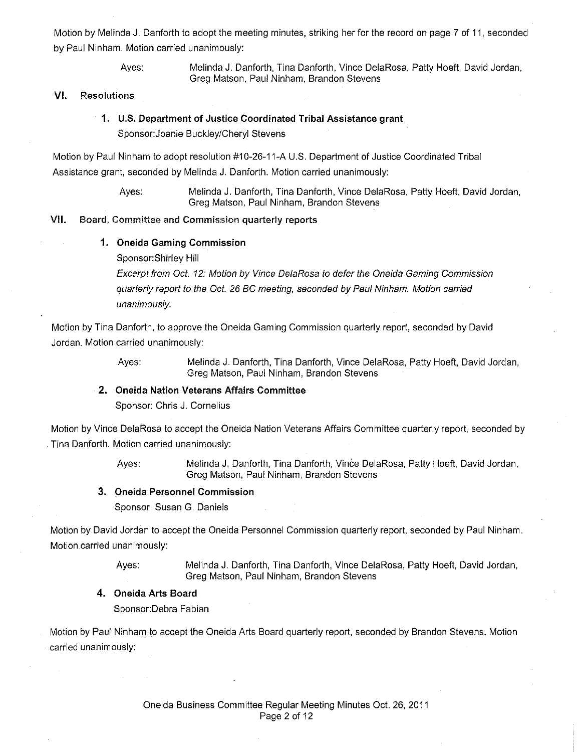Motion by Melinda J. Danforth to adopt the meeting minutes, striking her for the record on page 7 of 11, seconded by Paul Ninham. Motion carried unanimously:

Ayes: Melinda J. Danforth, Tina Danforth, Vince DelaRosa, Patty Hoeft, David Jordan, Greg Matson, Paul Ninham, Brandon Stevens

## VI. Resolutions

### 1. U.S. Department of Justice Coordinated Tribal Assistance grant

Sponsor:Joanie Buckley/Cheryl Stevens

Motion by Paul Ninham to adopt resolution #10-26-11-A U.S. Department of Justice Coordinated Tribal Assistance grant, seconded by Melinda J. Danforth. Motion carried unanimously:

Ayes: Melinda J. Danforth, Tina Danforth, Vince DelaRosa, Patty Hoeft, David Jordan, Greg Matson, Paul Ninham, Brandon Stevens

## VII. Board, Committee and Commission quarterly reports

### 1. Oneida Gaming Commission

Sponsor:Shirley Hill

*Excerpt from Oct. 12: Motion by Vince DelaRosa to defer the Oneida Gaming Commission quarterly report to the Oct. 26 BC meeting, seconded by Paul Ninham. Motion carried unanimously.*

Motion by Tina Danforth, to approve the Oneida Gaming Commission quarterly report, seconded by David Jordan. Motion carried unanimously:

Ayes: Melinda J. Danforth, Tina Danforth, Vince DelaRosa, Patty Hoeft, David Jordan, Greg Matson, Paul Ninham, Brandon Stevens

### 2. Oneida Nation Veterans Affairs Committee

Sponsor: Chris J. Cornelius

Motion by Vince DelaRosa to accept the Oneida Nation Veterans Affairs Committee quarterly report, seconded by Tina Danforth. Motion carried unanimously:

Ayes: Melinda J. Danforth, Tina Danforth, Vince DelaRosa, Patty Hoeft, David Jordan, Greg Matson, Paul Ninham, Brandon Stevens

### 3. Oneida Personnel Commission

Sponsor: Susan G. Daniels

Motion by David Jordan to accept the Oneida Personnel Commission quarterly report, seconded by Paul Ninham. Motion carried unanimously:

Ayes: Melinda J. Danforth, Tina Danforth, Vince DelaRosa, Patty Hoeft, David Jordan, Greg Matson, Paul Ninham, Brandon Stevens

### 4. Oneida Arts Board

Sponsor:Debra Fabian

Motion by Paul Ninham to accept the Oneida Arts Board quarterly report, seconded by Brandon Stevens. Motion carried unanimously: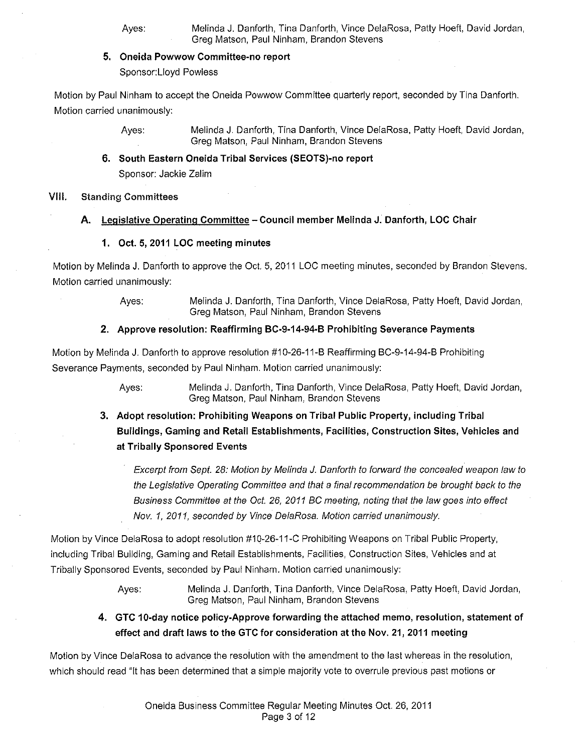Ayes: Melinda J. Danforth, Tina Danforth, Vince DelaRosa, Patty Hoeft, David Jordan, Greg Matson, Paul Ninham, Brandon Stevens

**5. Oneida Powwow Committee-no report**

Sponsor:Lloyd Powless

Motion by Paul Ninham to accept the Oneida Powwow Committee quarterly report, seconded by Tina Danforth. Motion carried unanimously:

Ayes: Melinda J. Danforth, Tina Danforth, Vince DelaRosa, Patty Hoeft, David Jordan, Greg Matson, Paul Ninham, Brandon Stevens

**6. South Eastern Oneida Tribal Services (SEOTS)-no report**

Sponsor: Jackie Zalim

## VIII. Standing Committees

### A. Legislative Operating Committee – Council member Melinda J. Danforth, LOC Chair

**1. Oct. 5, 2011 LOC meeting minutes**

Motion by Melinda J. Danforth to approve the Oct. 5, 2011 LOC meeting minutes, seconded by Brandon Stevens. Motion carried unanimously:

Ayes: Melinda J. Danforth, Tina Danforth, Vince DelaRosa, Patty Hoeft, David Jordan, Greg Matson, Paul Ninham, Brandon Stevens

**2. Approve resolution: Reaffirming BC-9-14-94-B Prohibiting Severance Payments**

Motion by Melinda J. Danforth to approve resolution #10-26-11-B Reaffirming BC-9-14-94-B Prohibiting Severance Payments, seconded by Paul Ninham. Motion carried unanimously:

Ayes: Melinda J. Danforth, Tina Danforth, Vince DelaRosa, Patty Hoeft, David Jordan, Greg Matson, Paul Ninham, Brandon Stevens

**3. Adopt resolution: Prohibiting Weapons on Tribal Public Property, including Tribal Buildings, Gaming and Retail Establishments, Facilities, Construction Sites, Vehicles and at Tribally Sponsored Events**

*Excerpt from Sept. 28: Motion by Melinda J. Danforth to forward the concealed weapon law to the Legislative Operating Committee and that a final recommendation be brought back to the Business Committee at the Oct. 26, 2011 BC meeting, noting that the law goes into effect Nov. 1, 2011, seconded by Vince DelaRosa. Motion carried unanimously.*

Motion by Vince DelaRosa to adopt resolution #10-26-11-C Prohibiting Weapons on Tribal Public Property, including Tribal Building, Gaming and Retail Establishments, Facilities, Construction Sites, Vehicles and at Tribally Sponsored Events, seconded by Paul Ninham. Motion carried unanimously:

Ayes: Melinda J. Danforth, Tina Danforth, Vince DelaRosa, Patty Hoeft, David Jordan, Greg Matson, Paul Ninham, Brandon Stevens

**4. GTC 10-day notice policy-Approve forwarding the attached memo, resolution, statement of effect and draft laws to the GTC for consideration at the Nov. 21, 2011 meeting**

Motion by Vince DelaRosa to advance the resolution with the amendment to the last whereas in the resolution, which should read "It has been determined that a simple majority vote to overrule previous past motions or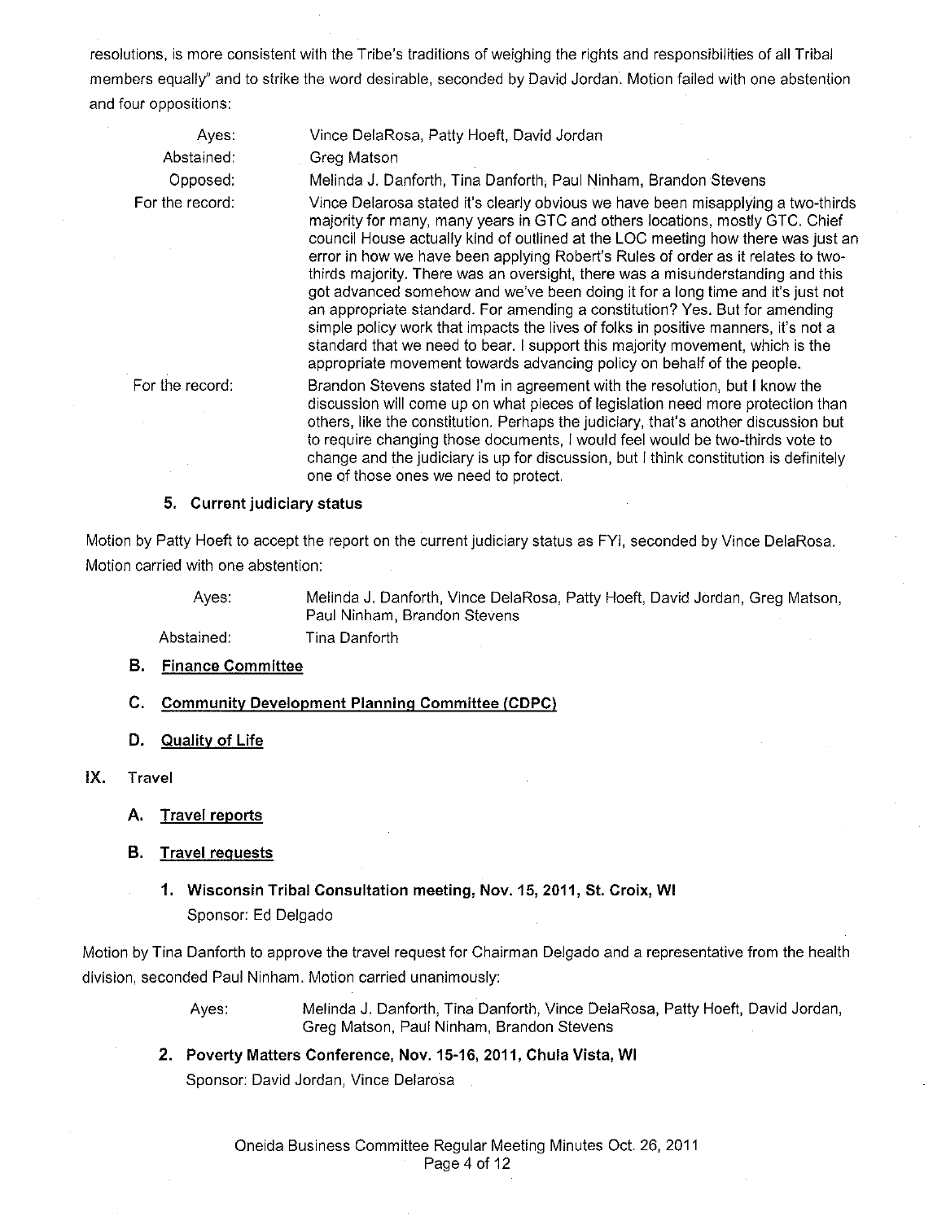resolutions, is more consistent with the Tribe's traditions of weighing the rights and responsibilities of all Tribal members equally" and to strike the word desirable, seconded by David Jordan. Motion failed with one abstention and four oppositions:

| | |
|---|---|
| Ayes: | Vince DelaRosa, Patty Hoeft, David Jordan |
| Abstained: | Greg Matson |
| Opposed: | Melinda J. Danforth, Tina Danforth, Paul Ninham, Brandon Stevens |
| For the record: | Vince Delarosa stated it's clearly obvious we have been misapplying a two-thirds majority for many, many years in GTC and others locations, mostly GTC. Chief council House actually kind of outlined at the LOC meeting how there was just an error in how we have been applying Robert's Rules of order as it relates to two-thirds majority. There was an oversight, there was a misunderstanding and this got advanced somehow and we've been doing it for a long time and it's just not an appropriate standard. For amending a constitution? Yes. But for amending simple policy work that impacts the lives of folks in positive manners, it's not a standard that we need to bear. I support this majority movement, which is the appropriate movement towards advancing policy on behalf of the people. |
| For the record: | Brandon Stevens stated I'm in agreement with the resolution, but I know the discussion will come up on what pieces of legislation need more protection than others, like the constitution. Perhaps the judiciary, that's another discussion but to require changing those documents, I would feel would be two-thirds vote to change and the judiciary is up for discussion, but I think constitution is definitely one of those ones we need to protect. |

#### 5. Current judiciary status

Motion by Patty Hoeft to accept the report on the current judiciary status as FYI, seconded by Vince DelaRosa. Motion carried with one abstention:

| | |
|---|---|
| Ayes: | Melinda J. Danforth, Vince DelaRosa, Patty Hoeft, David Jordan, Greg Matson, Paul Ninham, Brandon Stevens |
| Abstained: | Tina Danforth |

### B. Finance Committee

### C. Community Development Planning Committee (CDPC)

### D. Quality of Life

## IX. Travel

### A. Travel reports

### B. Travel requests

#### 1. Wisconsin Tribal Consultation meeting, Nov. 15, 2011, St. Croix, WI

Sponsor: Ed Delgado

Motion by Tina Danforth to approve the travel request for Chairman Delgado and a representative from the health division, seconded Paul Ninham. Motion carried unanimously:

| | |
|---|---|
| Ayes: | Melinda J. Danforth, Tina Danforth, Vince DelaRosa, Patty Hoeft, David Jordan, Greg Matson, Paul Ninham, Brandon Stevens |

#### 2. Poverty Matters Conference, Nov. 15-16, 2011, Chula Vista, WI

Sponsor: David Jordan, Vince Delarosa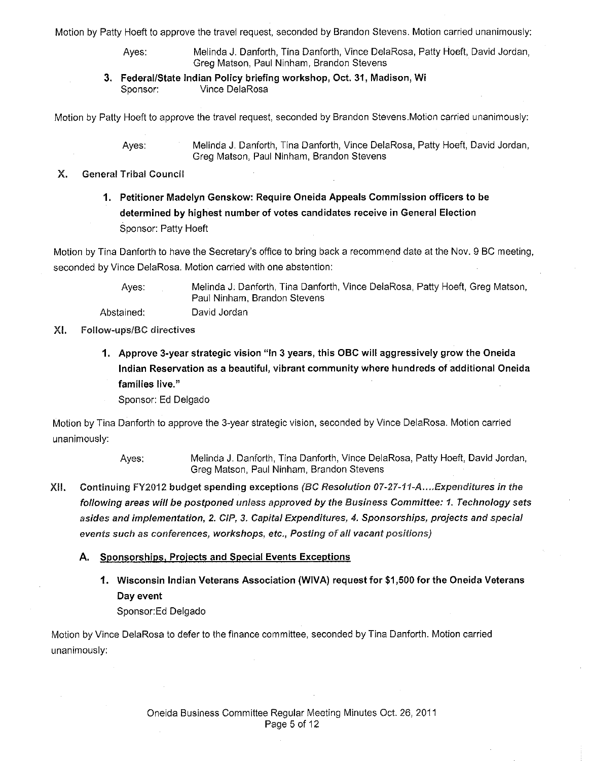Motion by Patty Hoeft to approve the travel request, seconded by Brandon Stevens. Motion carried unanimously:

Ayes: Melinda J. Danforth, Tina Danforth, Vince DelaRosa, Patty Hoeft, David Jordan, Greg Matson, Paul Ninham, Brandon Stevens

**3. Federal/State Indian Policy briefing workshop, Oct. 31, Madison, Wi**
Sponsor: Vince DelaRosa

Motion by Patty Hoeft to approve the travel request, seconded by Brandon Stevens.Motion carried unanimously:

Ayes: Melinda J. Danforth, Tina Danforth, Vince DelaRosa, Patty Hoeft, David Jordan, Greg Matson, Paul Ninham, Brandon Stevens

## X. General Tribal Council

**1. Petitioner Madelyn Genskow: Require Oneida Appeals Commission officers to be determined by highest number of votes candidates receive in General Election**
Sponsor: Patty Hoeft

Motion by Tina Danforth to have the Secretary's office to bring back a recommend date at the Nov. 9 BC meeting, seconded by Vince DelaRosa. Motion carried with one abstention:

Ayes: Melinda J. Danforth, Tina Danforth, Vince DelaRosa, Patty Hoeft, Greg Matson, Paul Ninham, Brandon Stevens

Abstained: David Jordan

## XI. Follow-ups/BC directives

**1. Approve 3-year strategic vision "In 3 years, this OBC will aggressively grow the Oneida Indian Reservation as a beautiful, vibrant community where hundreds of additional Oneida families live."**
Sponsor: Ed Delgado

Motion by Tina Danforth to approve the 3-year strategic vision, seconded by Vince DelaRosa. Motion carried unanimously:

Ayes: Melinda J. Danforth, Tina Danforth, Vince DelaRosa, Patty Hoeft, David Jordan, Greg Matson, Paul Ninham, Brandon Stevens

## XII. Continuing FY2012 budget spending exceptions *(BC Resolution 07-27-11-A....Expenditures in the following areas will be postponed unless approved by the Business Committee: 1. Technology sets asides and implementation, 2. CIP, 3. Capital Expenditures, 4. Sponsorships, projects and special events such as conferences, workshops, etc., Posting of all vacant positions)*

### A. Sponsorships, Projects and Special Events Exceptions

**1. Wisconsin Indian Veterans Association (WIVA) request for $1,500 for the Oneida Veterans Day event**
Sponsor:Ed Delgado

Motion by Vince DelaRosa to defer to the finance committee, seconded by Tina Danforth. Motion carried unanimously: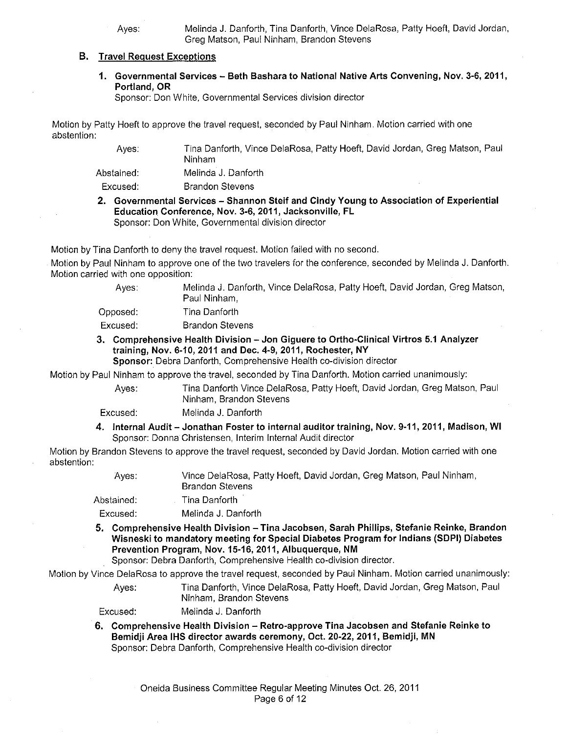Ayes: Melinda J. Danforth, Tina Danforth, Vince DelaRosa, Patty Hoeft, David Jordan, Greg Matson, Paul Ninham, Brandon Stevens

## B. Travel Request Exceptions

**1. Governmental Services – Beth Bashara to National Native Arts Convening, Nov. 3-6, 2011, Portland, OR**
Sponsor: Don White, Governmental Services division director

Motion by Patty Hoeft to approve the travel request, seconded by Paul Ninham. Motion carried with one abstention:

Ayes: Tina Danforth, Vince DelaRosa, Patty Hoeft, David Jordan, Greg Matson, Paul Ninham
Abstained: Melinda J. Danforth
Excused: Brandon Stevens

**2. Governmental Services – Shannon Steif and Cindy Young to Association of Experiential Education Conference, Nov. 3-6, 2011, Jacksonville, FL**
Sponsor: Don White, Governmental division director

Motion by Tina Danforth to deny the travel request. Motion failed with no second.

Motion by Paul Ninham to approve one of the two travelers for the conference, seconded by Melinda J. Danforth. Motion carried with one opposition:

Ayes: Melinda J. Danforth, Vince DelaRosa, Patty Hoeft, David Jordan, Greg Matson, Paul Ninham,
Opposed: Tina Danforth
Excused: Brandon Stevens

**3. Comprehensive Health Division – Jon Giguere to Ortho-Clinical Virtros 5.1 Analyzer training, Nov. 6-10, 2011 and Dec. 4-9, 2011, Rochester, NY**
**Sponsor:** Debra Danforth, Comprehensive Health co-division director

Motion by Paul Ninham to approve the travel, seconded by Tina Danforth. Motion carried unanimously:

Ayes: Tina Danforth Vince DelaRosa, Patty Hoeft, David Jordan, Greg Matson, Paul Ninham, Brandon Stevens
Excused: Melinda J. Danforth

**4. Internal Audit – Jonathan Foster to internal auditor training, Nov. 9-11, 2011, Madison, WI**
Sponsor: Donna Christensen, Interim Internal Audit director

Motion by Brandon Stevens to approve the travel request, seconded by David Jordan. Motion carried with one abstention:

Ayes: Vince DelaRosa, Patty Hoeft, David Jordan, Greg Matson, Paul Ninham, Brandon Stevens
Abstained: Tina Danforth
Excused: Melinda J. Danforth

**5. Comprehensive Health Division – Tina Jacobsen, Sarah Phillips, Stefanie Reinke, Brandon Wisneski to mandatory meeting for Special Diabetes Program for Indians (SDPI) Diabetes Prevention Program, Nov. 15-16, 2011, Albuquerque, NM**
Sponsor: Debra Danforth, Comprehensive Health co-division director.

Motion by Vince DelaRosa to approve the travel request, seconded by Paul Ninham. Motion carried unanimously:

Ayes: Tina Danforth, Vince DelaRosa, Patty Hoeft, David Jordan, Greg Matson, Paul Ninham, Brandon Stevens
Excused: Melinda J. Danforth

**6. Comprehensive Health Division – Retro-approve Tina Jacobsen and Stefanie Reinke to Bemidji Area IHS director awards ceremony, Oct. 20-22, 2011, Bemidji, MN**
Sponsor: Debra Danforth, Comprehensive Health co-division director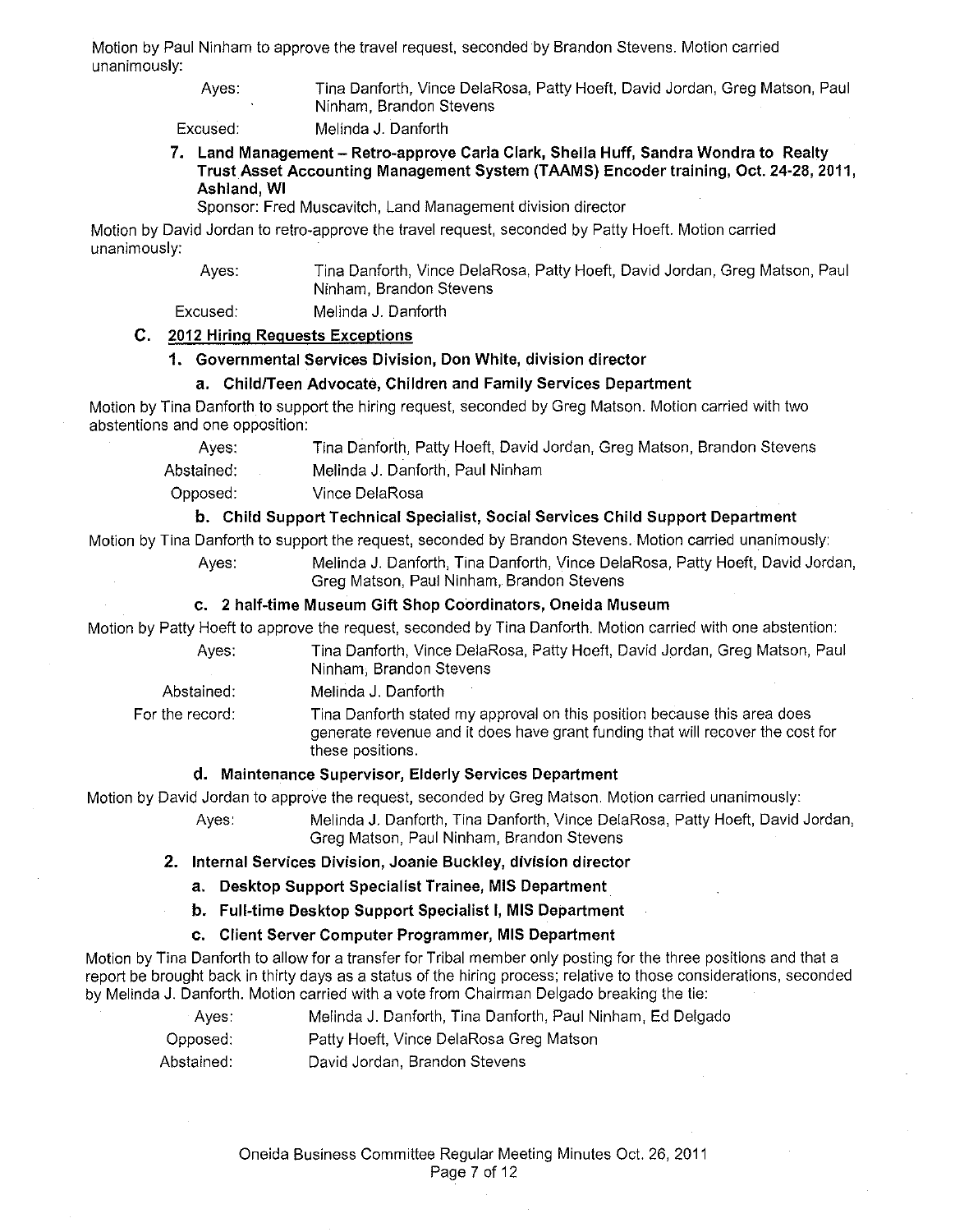Motion by Paul Ninham to approve the travel request, seconded by Brandon Stevens. Motion carried unanimously:

| | |
|---|---|
| Ayes: | Tina Danforth, Vince DelaRosa, Patty Hoeft, David Jordan, Greg Matson, Paul Ninham, Brandon Stevens |
| Excused: | Melinda J. Danforth |

**7. Land Management – Retro-approve Carla Clark, Sheila Huff, Sandra Wondra to Realty Trust Asset Accounting Management System (TAAMS) Encoder training, Oct. 24-28, 2011, Ashland, WI**

Sponsor: Fred Muscavitch, Land Management division director

Motion by David Jordan to retro-approve the travel request, seconded by Patty Hoeft. Motion carried unanimously:

| | |
|---|---|
| Ayes: | Tina Danforth, Vince DelaRosa, Patty Hoeft, David Jordan, Greg Matson, Paul Ninham, Brandon Stevens |
| Excused: | Melinda J. Danforth |

## C. 2012 Hiring Requests Exceptions

### 1. Governmental Services Division, Don White, division director

#### a. Child/Teen Advocate, Children and Family Services Department

Motion by Tina Danforth to support the hiring request, seconded by Greg Matson. Motion carried with two abstentions and one opposition:

| | |
|---|---|
| Ayes: | Tina Danforth, Patty Hoeft, David Jordan, Greg Matson, Brandon Stevens |
| Abstained: | Melinda J. Danforth, Paul Ninham |
| Opposed: | Vince DelaRosa |

#### b. Child Support Technical Specialist, Social Services Child Support Department

Motion by Tina Danforth to support the request, seconded by Brandon Stevens. Motion carried unanimously:

| | |
|---|---|
| Ayes: | Melinda J. Danforth, Tina Danforth, Vince DelaRosa, Patty Hoeft, David Jordan, Greg Matson, Paul Ninham, Brandon Stevens |

#### c. 2 half-time Museum Gift Shop Coordinators, Oneida Museum

Motion by Patty Hoeft to approve the request, seconded by Tina Danforth. Motion carried with one abstention:

| | |
|---|---|
| Ayes: | Tina Danforth, Vince DelaRosa, Patty Hoeft, David Jordan, Greg Matson, Paul Ninham, Brandon Stevens |
| Abstained: | Melinda J. Danforth |
| For the record: | Tina Danforth stated my approval on this position because this area does generate revenue and it does have grant funding that will recover the cost for these positions. |

#### d. Maintenance Supervisor, Elderly Services Department

Motion by David Jordan to approve the request, seconded by Greg Matson. Motion carried unanimously:

| | |
|---|---|
| Ayes: | Melinda J. Danforth, Tina Danforth, Vince DelaRosa, Patty Hoeft, David Jordan, Greg Matson, Paul Ninham, Brandon Stevens |

### 2. Internal Services Division, Joanie Buckley, division director

#### a. Desktop Support Specialist Trainee, MIS Department

#### b. Full-time Desktop Support Specialist I, MIS Department

#### c. Client Server Computer Programmer, MIS Department

Motion by Tina Danforth to allow for a transfer for Tribal member only posting for the three positions and that a report be brought back in thirty days as a status of the hiring process; relative to those considerations, seconded by Melinda J. Danforth. Motion carried with a vote from Chairman Delgado breaking the tie:

| | |
|---|---|
| Ayes: | Melinda J. Danforth, Tina Danforth, Paul Ninham, Ed Delgado |
| Opposed: | Patty Hoeft, Vince DelaRosa Greg Matson |
| Abstained: | David Jordan, Brandon Stevens |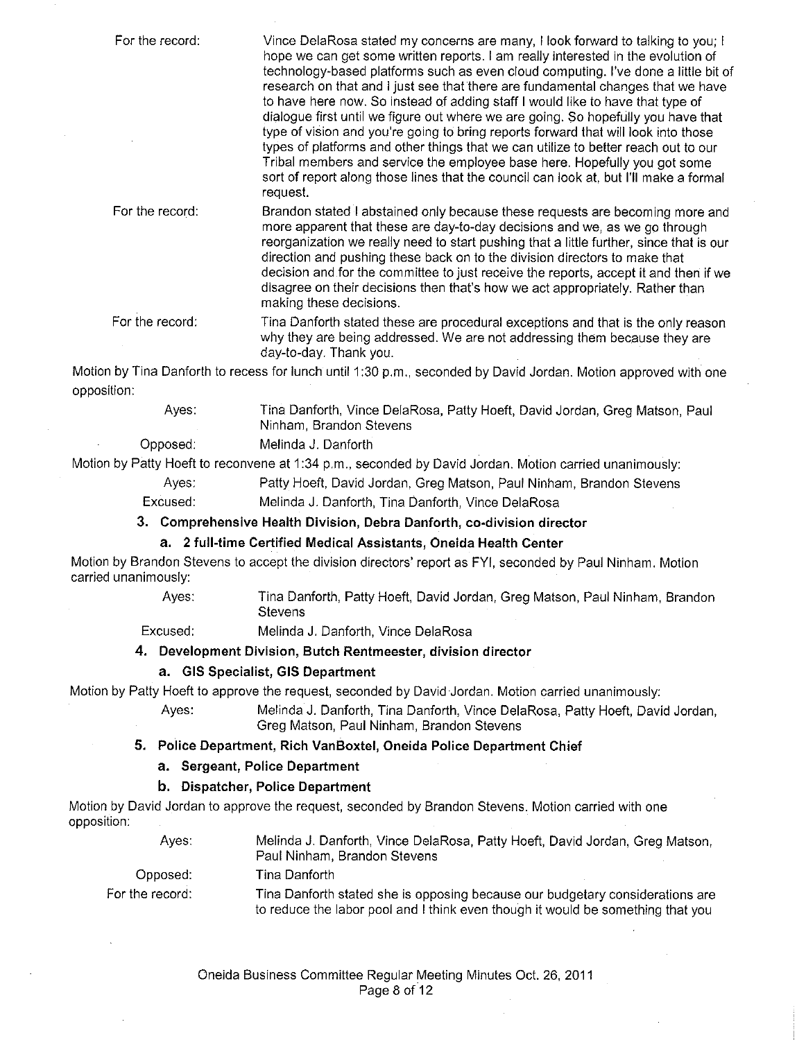For the record: Vince DelaRosa stated my concerns are many, I look forward to talking to you; I hope we can get some written reports. I am really interested in the evolution of technology-based platforms such as even cloud computing. I've done a little bit of research on that and I just see that there are fundamental changes that we have to have here now. So instead of adding staff I would like to have that type of dialogue first until we figure out where we are going. So hopefully you have that type of vision and you're going to bring reports forward that will look into those types of platforms and other things that we can utilize to better reach out to our Tribal members and service the employee base here. Hopefully you got some sort of report along those lines that the council can look at, but I'll make a formal request.

For the record: Brandon stated I abstained only because these requests are becoming more and more apparent that these are day-to-day decisions and we, as we go through reorganization we really need to start pushing that a little further, since that is our direction and pushing these back on to the division directors to make that decision and for the committee to just receive the reports, accept it and then if we disagree on their decisions then that's how we act appropriately. Rather than making these decisions.

For the record: Tina Danforth stated these are procedural exceptions and that is the only reason why they are being addressed. We are not addressing them because they are day-to-day. Thank you.

Motion by Tina Danforth to recess for lunch until 1:30 p.m., seconded by David Jordan. Motion approved with one opposition:

Ayes: Tina Danforth, Vince DelaRosa, Patty Hoeft, David Jordan, Greg Matson, Paul Ninham, Brandon Stevens

Opposed: Melinda J. Danforth

Motion by Patty Hoeft to reconvene at 1:34 p.m., seconded by David Jordan. Motion carried unanimously:

Ayes: Patty Hoeft, David Jordan, Greg Matson, Paul Ninham, Brandon Stevens

Excused: Melinda J. Danforth, Tina Danforth, Vince DelaRosa

**3. Comprehensive Health Division, Debra Danforth, co-division director**

**a. 2 full-time Certified Medical Assistants, Oneida Health Center**

Motion by Brandon Stevens to accept the division directors' report as FYI, seconded by Paul Ninham. Motion carried unanimously:

Ayes: Tina Danforth, Patty Hoeft, David Jordan, Greg Matson, Paul Ninham, Brandon Stevens

Excused: Melinda J. Danforth, Vince DelaRosa

**4. Development Division, Butch Rentmeester, division director**

**a. GIS Specialist, GIS Department**

Motion by Patty Hoeft to approve the request, seconded by David Jordan. Motion carried unanimously:

Ayes: Melinda J. Danforth, Tina Danforth, Vince DelaRosa, Patty Hoeft, David Jordan, Greg Matson, Paul Ninham, Brandon Stevens

**5. Police Department, Rich VanBoxtel, Oneida Police Department Chief**

**a. Sergeant, Police Department**

**b. Dispatcher, Police Department**

Motion by David Jordan to approve the request, seconded by Brandon Stevens. Motion carried with one opposition:

Ayes: Melinda J. Danforth, Vince DelaRosa, Patty Hoeft, David Jordan, Greg Matson, Paul Ninham, Brandon Stevens

Opposed: Tina Danforth

For the record: Tina Danforth stated she is opposing because our budgetary considerations are to reduce the labor pool and I think even though it would be something that you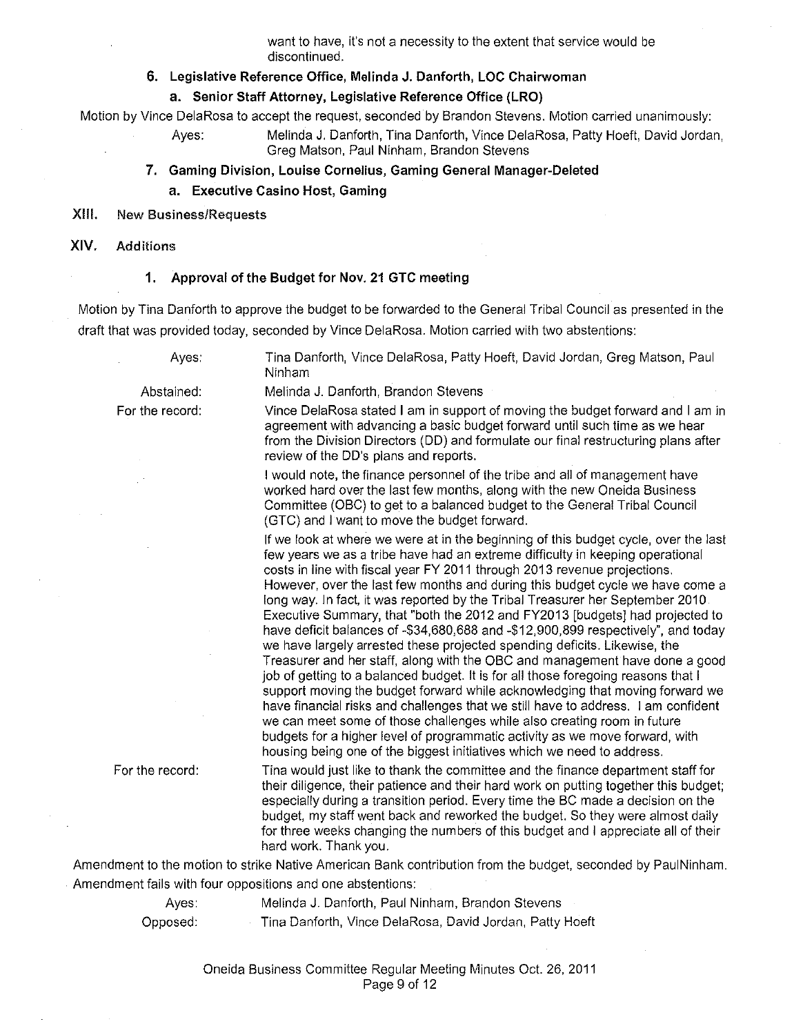want to have, it's not a necessity to the extent that service would be discontinued.

### 6. Legislative Reference Office, Melinda J. Danforth, LOC Chairwoman

#### a. Senior Staff Attorney, Legislative Reference Office (LRO)

Motion by Vince DelaRosa to accept the request, seconded by Brandon Stevens. Motion carried unanimously:

| | |
|---|---|
| Ayes: | Melinda J. Danforth, Tina Danforth, Vince DelaRosa, Patty Hoeft, David Jordan, Greg Matson, Paul Ninham, Brandon Stevens |

### 7. Gaming Division, Louise Cornelius, Gaming General Manager-Deleted

#### a. Executive Casino Host, Gaming

## XIII. New Business/Requests

## XIV. Additions

### 1. Approval of the Budget for Nov. 21 GTC meeting

Motion by Tina Danforth to approve the budget to be forwarded to the General Tribal Council as presented in the draft that was provided today, seconded by Vince DelaRosa. Motion carried with two abstentions:

| | |
|---|---|
| Ayes: | Tina Danforth, Vince DelaRosa, Patty Hoeft, David Jordan, Greg Matson, Paul Ninham |
| Abstained: | Melinda J. Danforth, Brandon Stevens |
| For the record: | Vince DelaRosa stated I am in support of moving the budget forward and I am in agreement with advancing a basic budget forward until such time as we hear from the Division Directors (DD) and formulate our final restructuring plans after review of the DD's plans and reports. |

I would note, the finance personnel of the tribe and all of management have worked hard over the last few months, along with the new Oneida Business Committee (OBC) to get to a balanced budget to the General Tribal Council (GTC) and I want to move the budget forward.

If we look at where we were at in the beginning of this budget cycle, over the last few years we as a tribe have had an extreme difficulty in keeping operational costs in line with fiscal year FY 2011 through 2013 revenue projections. However, over the last few months and during this budget cycle we have come a long way. In fact, it was reported by the Tribal Treasurer her September 2010 Executive Summary, that "both the 2012 and FY2013 [budgets] had projected to have deficit balances of -$34,680,688 and -$12,900,899 respectively", and today we have largely arrested these projected spending deficits. Likewise, the Treasurer and her staff, along with the OBC and management have done a good job of getting to a balanced budget. It is for all those foregoing reasons that I support moving the budget forward while acknowledging that moving forward we have financial risks and challenges that we still have to address. I am confident we can meet some of those challenges while also creating room in future budgets for a higher level of programmatic activity as we move forward, with housing being one of the biggest initiatives which we need to address.

| | |
|---|---|
| For the record: | Tina would just like to thank the committee and the finance department staff for their diligence, their patience and their hard work on putting together this budget; especially during a transition period. Every time the BC made a decision on the budget, my staff went back and reworked the budget. So they were almost daily for three weeks changing the numbers of this budget and I appreciate all of their hard work. Thank you. |

Amendment to the motion to strike Native American Bank contribution from the budget, seconded by PaulNinham. Amendment fails with four oppositions and one abstentions:

| | |
|---|---|
| Ayes: | Melinda J. Danforth, Paul Ninham, Brandon Stevens |
| Opposed: | Tina Danforth, Vince DelaRosa, David Jordan, Patty Hoeft |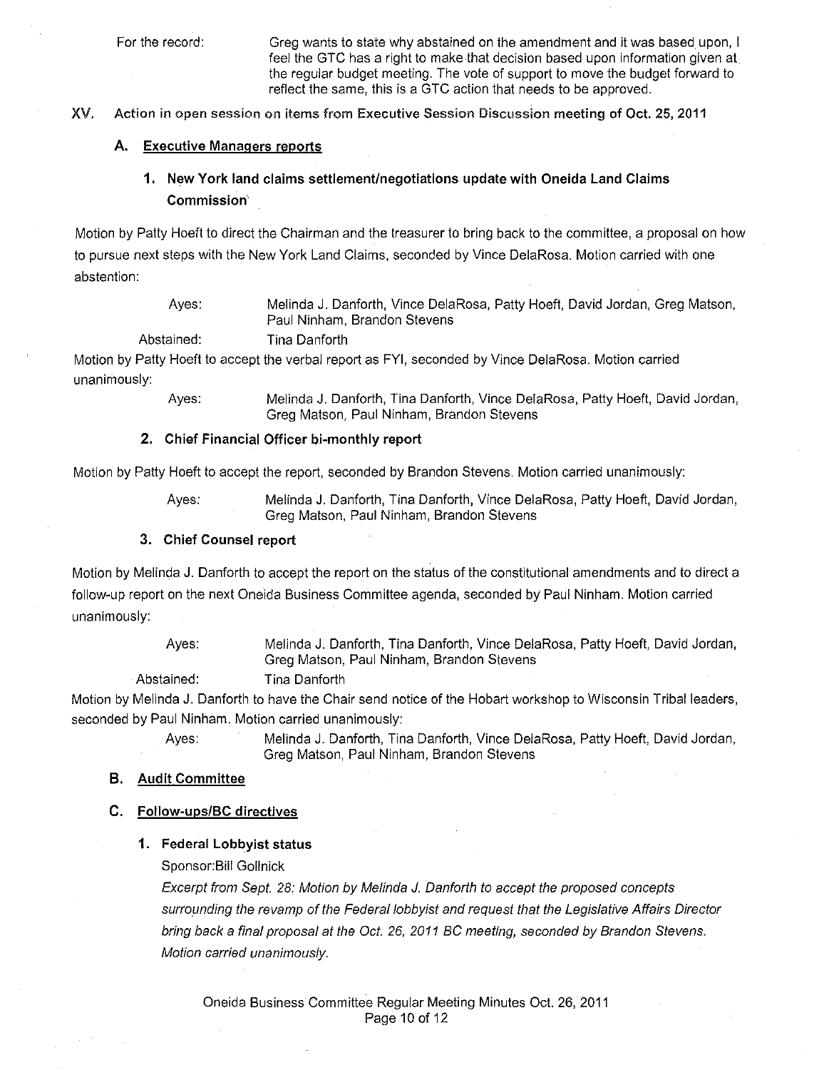For the record: Greg wants to state why abstained on the amendment and it was based upon, I feel the GTC has a right to make that decision based upon information given at the regular budget meeting. The vote of support to move the budget forward to reflect the same, this is a GTC action that needs to be approved.

## XV. Action in open session on items from Executive Session Discussion meeting of Oct. 25, 2011

### A. Executive Managers reports

#### 1. New York land claims settlement/negotiations update with Oneida Land Claims Commission

Motion by Patty Hoeft to direct the Chairman and the treasurer to bring back to the committee, a proposal on how to pursue next steps with the New York Land Claims, seconded by Vince DelaRosa. Motion carried with one abstention:

Ayes: Melinda J. Danforth, Vince DelaRosa, Patty Hoeft, David Jordan, Greg Matson, Paul Ninham, Brandon Stevens

Abstained: Tina Danforth

Motion by Patty Hoeft to accept the verbal report as FYI, seconded by Vince DelaRosa. Motion carried unanimously:

Ayes: Melinda J. Danforth, Tina Danforth, Vince DelaRosa, Patty Hoeft, David Jordan, Greg Matson, Paul Ninham, Brandon Stevens

#### 2. Chief Financial Officer bi-monthly report

Motion by Patty Hoeft to accept the report, seconded by Brandon Stevens. Motion carried unanimously:

Ayes: Melinda J. Danforth, Tina Danforth, Vince DelaRosa, Patty Hoeft, David Jordan, Greg Matson, Paul Ninham, Brandon Stevens

#### 3. Chief Counsel report

Motion by Melinda J. Danforth to accept the report on the status of the constitutional amendments and to direct a follow-up report on the next Oneida Business Committee agenda, seconded by Paul Ninham. Motion carried unanimously:

Ayes: Melinda J. Danforth, Tina Danforth, Vince DelaRosa, Patty Hoeft, David Jordan, Greg Matson, Paul Ninham, Brandon Stevens

Abstained: Tina Danforth

Motion by Melinda J. Danforth to have the Chair send notice of the Hobart workshop to Wisconsin Tribal leaders, seconded by Paul Ninham. Motion carried unanimously:

Ayes: Melinda J. Danforth, Tina Danforth, Vince DelaRosa, Patty Hoeft, David Jordan, Greg Matson, Paul Ninham, Brandon Stevens

### B. Audit Committee

### C. Follow-ups/BC directives

#### 1. Federal Lobbyist status

Sponsor:Bill Gollnick

*Excerpt from Sept. 28: Motion by Melinda J. Danforth to accept the proposed concepts surrounding the revamp of the Federal lobbyist and request that the Legislative Affairs Director bring back a final proposal at the Oct. 26, 2011 BC meeting, seconded by Brandon Stevens. Motion carried unanimously.*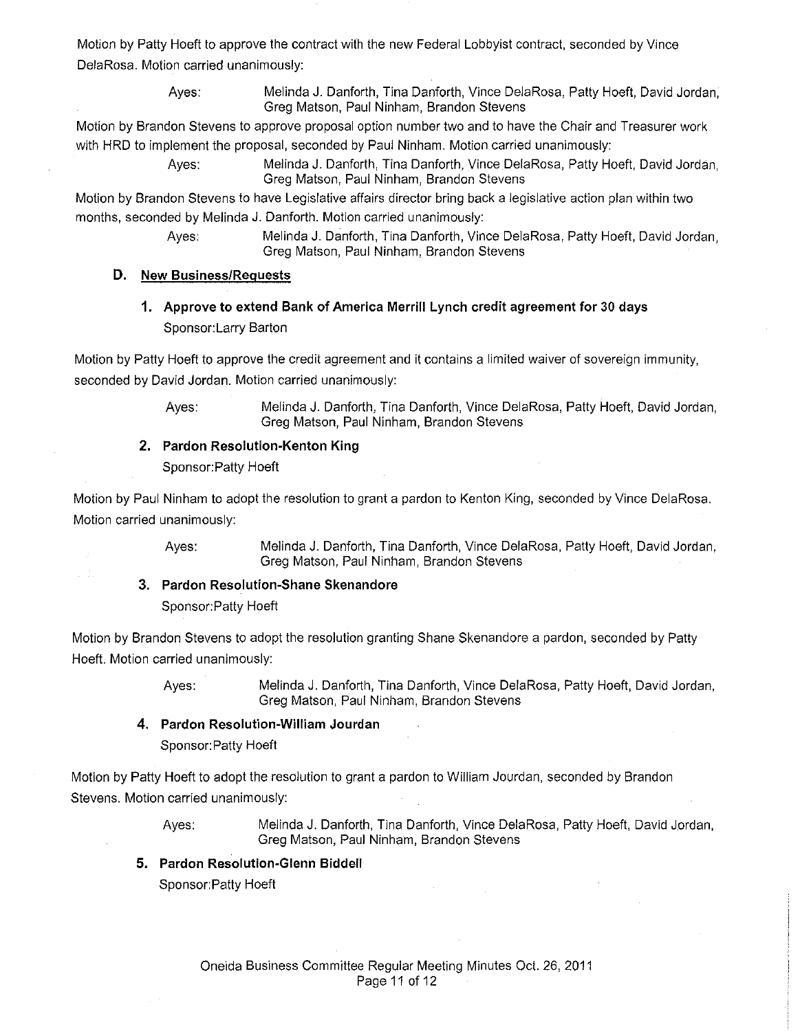Motion by Patty Hoeft to approve the contract with the new Federal Lobbyist contract, seconded by Vince DelaRosa. Motion carried unanimously:

> Ayes: Melinda J. Danforth, Tina Danforth, Vince DelaRosa, Patty Hoeft, David Jordan, Greg Matson, Paul Ninham, Brandon Stevens

Motion by Brandon Stevens to approve proposal option number two and to have the Chair and Treasurer work with HRD to implement the proposal, seconded by Paul Ninham. Motion carried unanimously:

> Ayes: Melinda J. Danforth, Tina Danforth, Vince DelaRosa, Patty Hoeft, David Jordan, Greg Matson, Paul Ninham, Brandon Stevens

Motion by Brandon Stevens to have Legislative affairs director bring back a legislative action plan within two months, seconded by Melinda J. Danforth. Motion carried unanimously:

> Ayes: Melinda J. Danforth, Tina Danforth, Vince DelaRosa, Patty Hoeft, David Jordan, Greg Matson, Paul Ninham, Brandon Stevens

### D. New Business/Requests

#### 1. Approve to extend Bank of America Merrill Lynch credit agreement for 30 days

Sponsor:Larry Barton

Motion by Patty Hoeft to approve the credit agreement and it contains a limited waiver of sovereign immunity, seconded by David Jordan. Motion carried unanimously:

> Ayes: Melinda J. Danforth, Tina Danforth, Vince DelaRosa, Patty Hoeft, David Jordan, Greg Matson, Paul Ninham, Brandon Stevens

#### 2. Pardon Resolution-Kenton King

Sponsor:Patty Hoeft

Motion by Paul Ninham to adopt the resolution to grant a pardon to Kenton King, seconded by Vince DelaRosa. Motion carried unanimously:

> Ayes: Melinda J. Danforth, Tina Danforth, Vince DelaRosa, Patty Hoeft, David Jordan, Greg Matson, Paul Ninham, Brandon Stevens

#### 3. Pardon Resolution-Shane Skenandore

Sponsor:Patty Hoeft

Motion by Brandon Stevens to adopt the resolution granting Shane Skenandore a pardon, seconded by Patty Hoeft. Motion carried unanimously:

> Ayes: Melinda J. Danforth, Tina Danforth, Vince DelaRosa, Patty Hoeft, David Jordan, Greg Matson, Paul Ninham, Brandon Stevens

#### 4. Pardon Resolution-William Jourdan

Sponsor:Patty Hoeft

Motion by Patty Hoeft to adopt the resolution to grant a pardon to William Jourdan, seconded by Brandon Stevens. Motion carried unanimously:

> Ayes: Melinda J. Danforth, Tina Danforth, Vince DelaRosa, Patty Hoeft, David Jordan, Greg Matson, Paul Ninham, Brandon Stevens

#### 5. Pardon Resolution-Glenn Biddell

Sponsor:Patty Hoeft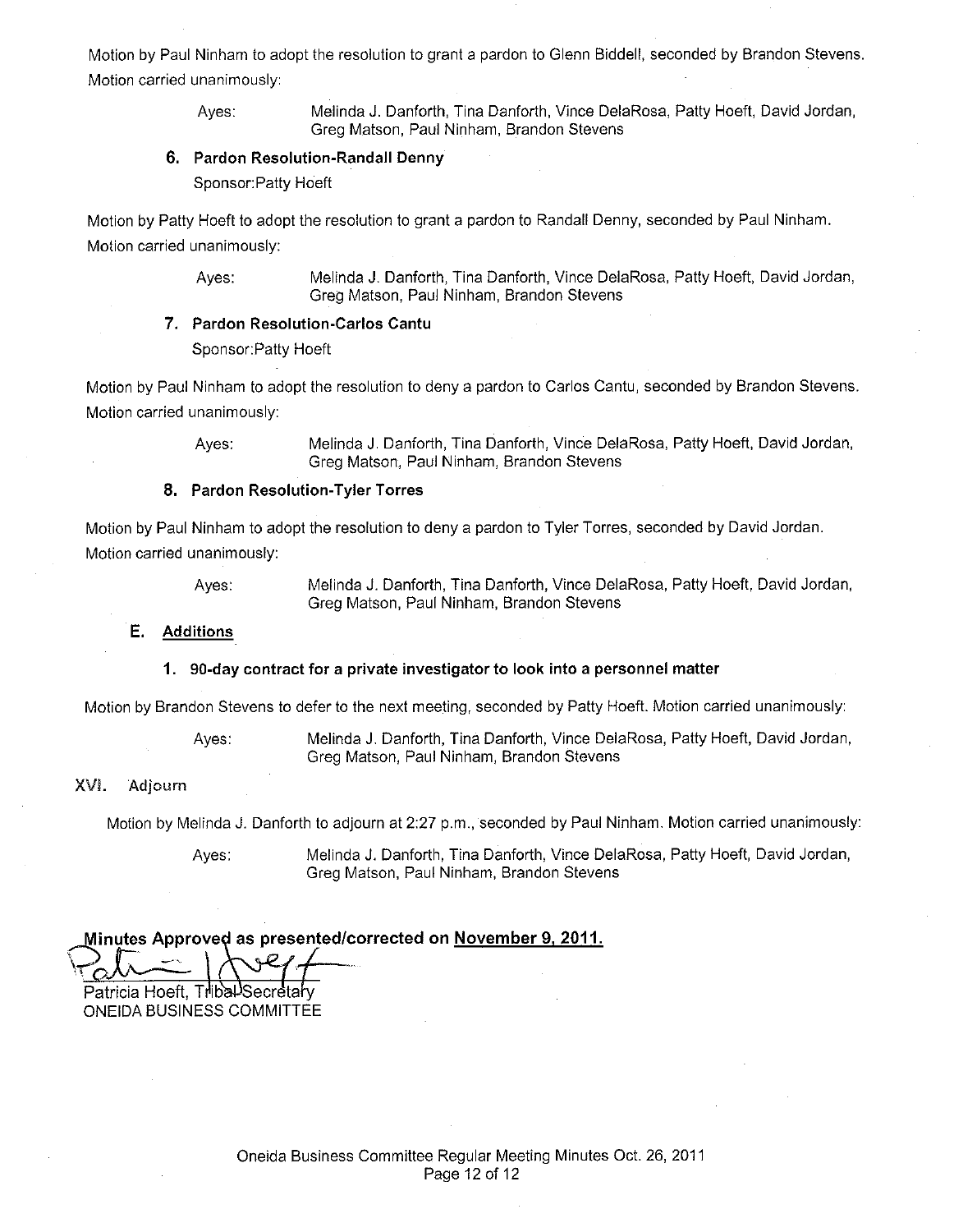Motion by Paul Ninham to adopt the resolution to grant a pardon to Glenn Biddell, seconded by Brandon Stevens. Motion carried unanimously:

Ayes: Melinda J. Danforth, Tina Danforth, Vince DelaRosa, Patty Hoeft, David Jordan, Greg Matson, Paul Ninham, Brandon Stevens

**6. Pardon Resolution-Randall Denny**

Sponsor:Patty Hoeft

Motion by Patty Hoeft to adopt the resolution to grant a pardon to Randall Denny, seconded by Paul Ninham. Motion carried unanimously:

Ayes: Melinda J. Danforth, Tina Danforth, Vince DelaRosa, Patty Hoeft, David Jordan, Greg Matson, Paul Ninham, Brandon Stevens

**7. Pardon Resolution-Carlos Cantu**

Sponsor:Patty Hoeft

Motion by Paul Ninham to adopt the resolution to deny a pardon to Carlos Cantu, seconded by Brandon Stevens. Motion carried unanimously:

Ayes: Melinda J. Danforth, Tina Danforth, Vince DelaRosa, Patty Hoeft, David Jordan, Greg Matson, Paul Ninham, Brandon Stevens

**8. Pardon Resolution-Tyler Torres**

Motion by Paul Ninham to adopt the resolution to deny a pardon to Tyler Torres, seconded by David Jordan. Motion carried unanimously:

Ayes: Melinda J. Danforth, Tina Danforth, Vince DelaRosa, Patty Hoeft, David Jordan, Greg Matson, Paul Ninham, Brandon Stevens

**E. Additions**

**1. 90-day contract for a private investigator to look into a personnel matter**

Motion by Brandon Stevens to defer to the next meeting, seconded by Patty Hoeft. Motion carried unanimously:

Ayes: Melinda J. Danforth, Tina Danforth, Vince DelaRosa, Patty Hoeft, David Jordan, Greg Matson, Paul Ninham, Brandon Stevens

XVI. Adjourn

Motion by Melinda J. Danforth to adjourn at 2:27 p.m., seconded by Paul Ninham. Motion carried unanimously:

Ayes: Melinda J. Danforth, Tina Danforth, Vince DelaRosa, Patty Hoeft, David Jordan, Greg Matson, Paul Ninham, Brandon Stevens

**Minutes Approved as presented/corrected on November 9, 2011.**

Patricia Hoeft, Tribal Secretary
ONEIDA BUSINESS COMMITTEE